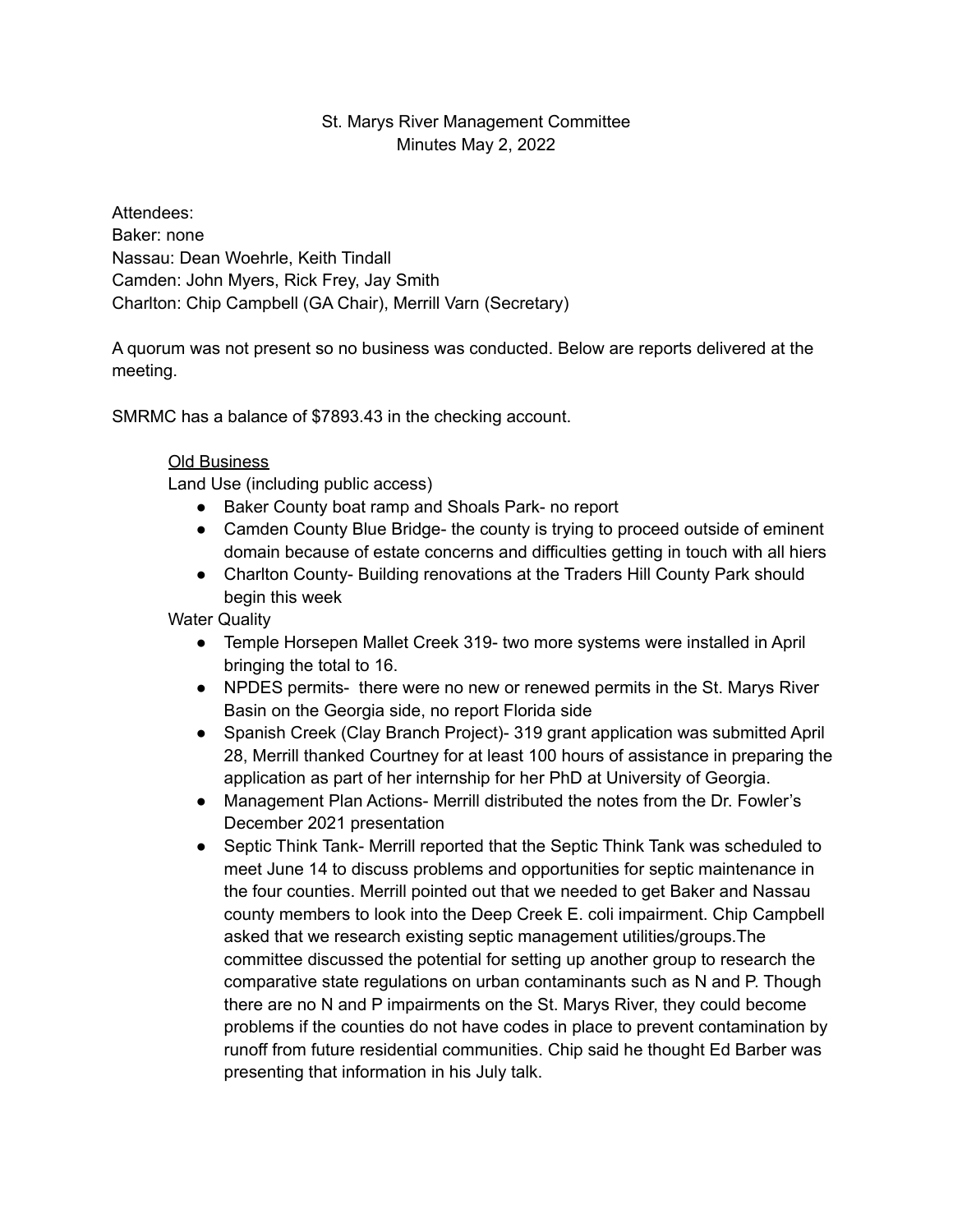St. Marys River Management Committee
Minutes May 2, 2022

Attendees:
Baker: none
Nassau: Dean Woehrle, Keith Tindall
Camden: John Myers, Rick Frey, Jay Smith
Charlton: Chip Campbell (GA Chair), Merrill Varn (Secretary)

A quorum was not present so no business was conducted. Below are reports delivered at the meeting.

SMRMC has a balance of $7893.43 in the checking account.

<u>Old Business</u>

Land Use (including public access)

- Baker County boat ramp and Shoals Park- no report
- Camden County Blue Bridge- the county is trying to proceed outside of eminent domain because of estate concerns and difficulties getting in touch with all hiers
- Charlton County- Building renovations at the Traders Hill County Park should begin this week

Water Quality

- Temple Horsepen Mallet Creek 319- two more systems were installed in April bringing the total to 16.
- NPDES permits- there were no new or renewed permits in the St. Marys River Basin on the Georgia side, no report Florida side
- Spanish Creek (Clay Branch Project)- 319 grant application was submitted April 28, Merrill thanked Courtney for at least 100 hours of assistance in preparing the application as part of her internship for her PhD at University of Georgia.
- Management Plan Actions- Merrill distributed the notes from the Dr. Fowler's December 2021 presentation
- Septic Think Tank- Merrill reported that the Septic Think Tank was scheduled to meet June 14 to discuss problems and opportunities for septic maintenance in the four counties. Merrill pointed out that we needed to get Baker and Nassau county members to look into the Deep Creek E. coli impairment. Chip Campbell asked that we research existing septic management utilities/groups.The committee discussed the potential for setting up another group to research the comparative state regulations on urban contaminants such as N and P. Though there are no N and P impairments on the St. Marys River, they could become problems if the counties do not have codes in place to prevent contamination by runoff from future residential communities. Chip said he thought Ed Barber was presenting that information in his July talk.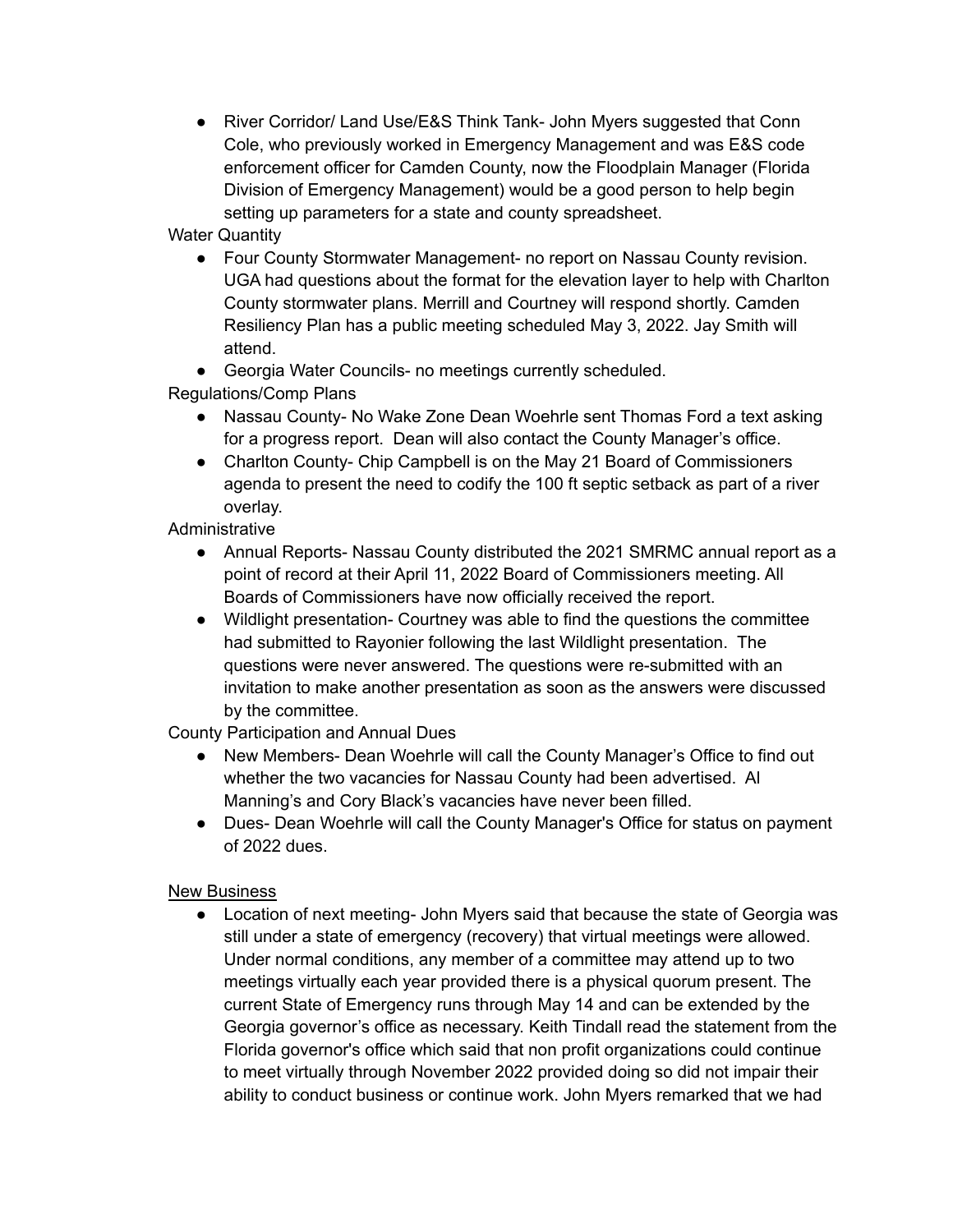- River Corridor/ Land Use/E&S Think Tank- John Myers suggested that Conn Cole, who previously worked in Emergency Management and was E&S code enforcement officer for Camden County, now the Floodplain Manager (Florida Division of Emergency Management) would be a good person to help begin setting up parameters for a state and county spreadsheet.

Water Quantity

- Four County Stormwater Management- no report on Nassau County revision. UGA had questions about the format for the elevation layer to help with Charlton County stormwater plans. Merrill and Courtney will respond shortly. Camden Resiliency Plan has a public meeting scheduled May 3, 2022. Jay Smith will attend.
- Georgia Water Councils- no meetings currently scheduled.

Regulations/Comp Plans

- Nassau County- No Wake Zone Dean Woehrle sent Thomas Ford a text asking for a progress report. Dean will also contact the County Manager's office.
- Charlton County- Chip Campbell is on the May 21 Board of Commissioners agenda to present the need to codify the 100 ft septic setback as part of a river overlay.

Administrative

- Annual Reports- Nassau County distributed the 2021 SMRMC annual report as a point of record at their April 11, 2022 Board of Commissioners meeting. All Boards of Commissioners have now officially received the report.
- Wildlight presentation- Courtney was able to find the questions the committee had submitted to Rayonier following the last Wildlight presentation. The questions were never answered. The questions were re-submitted with an invitation to make another presentation as soon as the answers were discussed by the committee.

County Participation and Annual Dues

- New Members- Dean Woehrle will call the County Manager's Office to find out whether the two vacancies for Nassau County had been advertised. Al Manning's and Cory Black's vacancies have never been filled.
- Dues- Dean Woehrle will call the County Manager's Office for status on payment of 2022 dues.

<u>New Business</u>

- Location of next meeting- John Myers said that because the state of Georgia was still under a state of emergency (recovery) that virtual meetings were allowed. Under normal conditions, any member of a committee may attend up to two meetings virtually each year provided there is a physical quorum present. The current State of Emergency runs through May 14 and can be extended by the Georgia governor's office as necessary. Keith Tindall read the statement from the Florida governor's office which said that non profit organizations could continue to meet virtually through November 2022 provided doing so did not impair their ability to conduct business or continue work. John Myers remarked that we had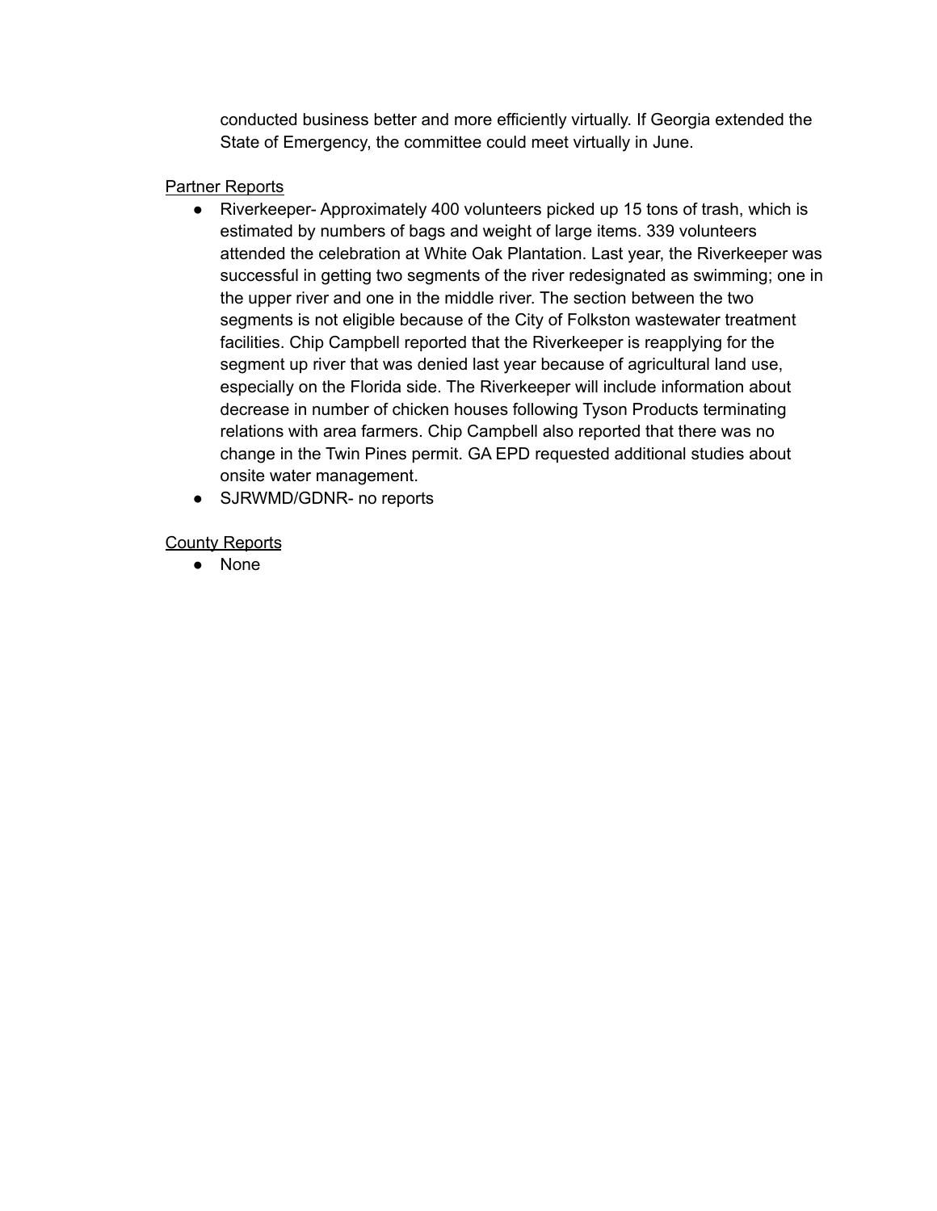conducted business better and more efficiently virtually. If Georgia extended the State of Emergency, the committee could meet virtually in June.

<u>Partner Reports</u>

- Riverkeeper- Approximately 400 volunteers picked up 15 tons of trash, which is estimated by numbers of bags and weight of large items. 339 volunteers attended the celebration at White Oak Plantation. Last year, the Riverkeeper was successful in getting two segments of the river redesignated as swimming; one in the upper river and one in the middle river. The section between the two segments is not eligible because of the City of Folkston wastewater treatment facilities. Chip Campbell reported that the Riverkeeper is reapplying for the segment up river that was denied last year because of agricultural land use, especially on the Florida side. The Riverkeeper will include information about decrease in number of chicken houses following Tyson Products terminating relations with area farmers. Chip Campbell also reported that there was no change in the Twin Pines permit. GA EPD requested additional studies about onsite water management.
- SJRWMD/GDNR- no reports

<u>County Reports</u>

- None